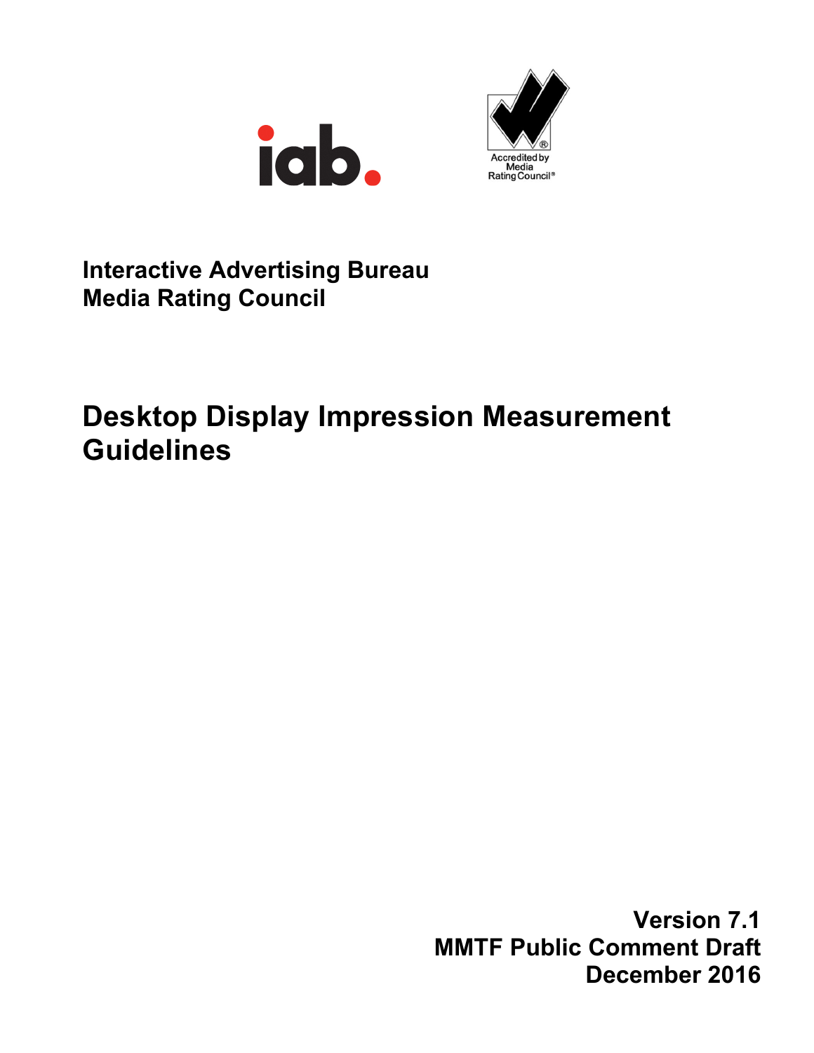Interactive Advertising Bureau
Media Rating Council

# Desktop Display Impression Measurement Guidelines

Version 7.1
MMTF Public Comment Draft
December 2016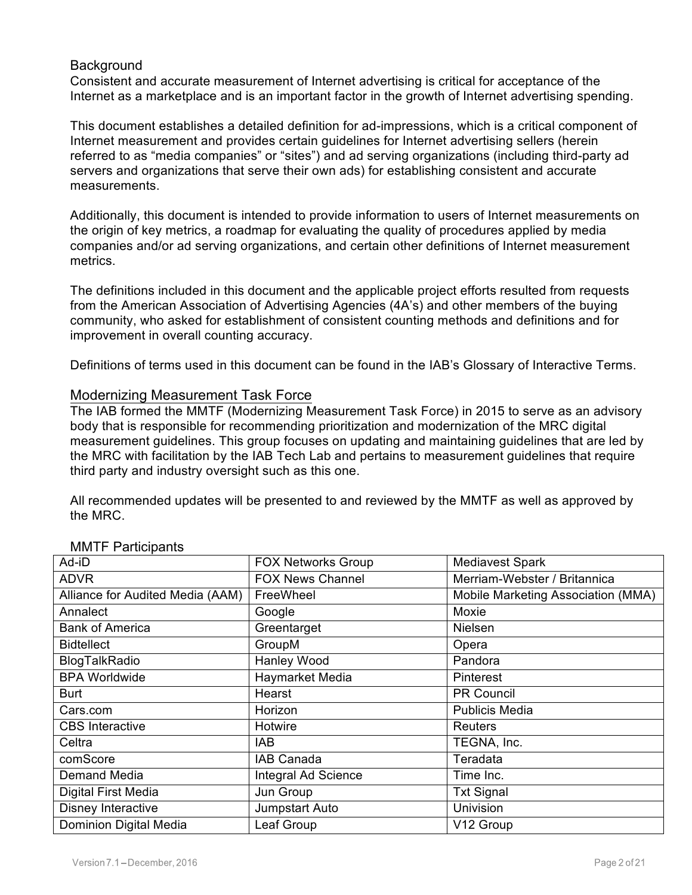## Background

Consistent and accurate measurement of Internet advertising is critical for acceptance of the Internet as a marketplace and is an important factor in the growth of Internet advertising spending.

This document establishes a detailed definition for ad-impressions, which is a critical component of Internet measurement and provides certain guidelines for Internet advertising sellers (herein referred to as "media companies" or "sites") and ad serving organizations (including third-party ad servers and organizations that serve their own ads) for establishing consistent and accurate measurements.

Additionally, this document is intended to provide information to users of Internet measurements on the origin of key metrics, a roadmap for evaluating the quality of procedures applied by media companies and/or ad serving organizations, and certain other definitions of Internet measurement metrics.

The definitions included in this document and the applicable project efforts resulted from requests from the American Association of Advertising Agencies (4A's) and other members of the buying community, who asked for establishment of consistent counting methods and definitions and for improvement in overall counting accuracy.

Definitions of terms used in this document can be found in the IAB's Glossary of Interactive Terms.

## Modernizing Measurement Task Force

The IAB formed the MMTF (Modernizing Measurement Task Force) in 2015 to serve as an advisory body that is responsible for recommending prioritization and modernization of the MRC digital measurement guidelines. This group focuses on updating and maintaining guidelines that are led by the MRC with facilitation by the IAB Tech Lab and pertains to measurement guidelines that require third party and industry oversight such as this one.

All recommended updates will be presented to and reviewed by the MMTF as well as approved by the MRC.

### MMTF Participants

| | | |
|---|---|---|
| Ad-iD | FOX Networks Group | Mediavest Spark |
| ADVR | FOX News Channel | Merriam-Webster / Britannica |
| Alliance for Audited Media (AAM) | FreeWheel | Mobile Marketing Association (MMA) |
| Annalect | Google | Moxie |
| Bank of America | Greentarget | Nielsen |
| Bidtellect | GroupM | Opera |
| BlogTalkRadio | Hanley Wood | Pandora |
| BPA Worldwide | Haymarket Media | Pinterest |
| Burt | Hearst | PR Council |
| Cars.com | Horizon | Publicis Media |
| CBS Interactive | Hotwire | Reuters |
| Celtra | IAB | TEGNA, Inc. |
| comScore | IAB Canada | Teradata |
| Demand Media | Integral Ad Science | Time Inc. |
| Digital First Media | Jun Group | Txt Signal |
| Disney Interactive | Jumpstart Auto | Univision |
| Dominion Digital Media | Leaf Group | V12 Group |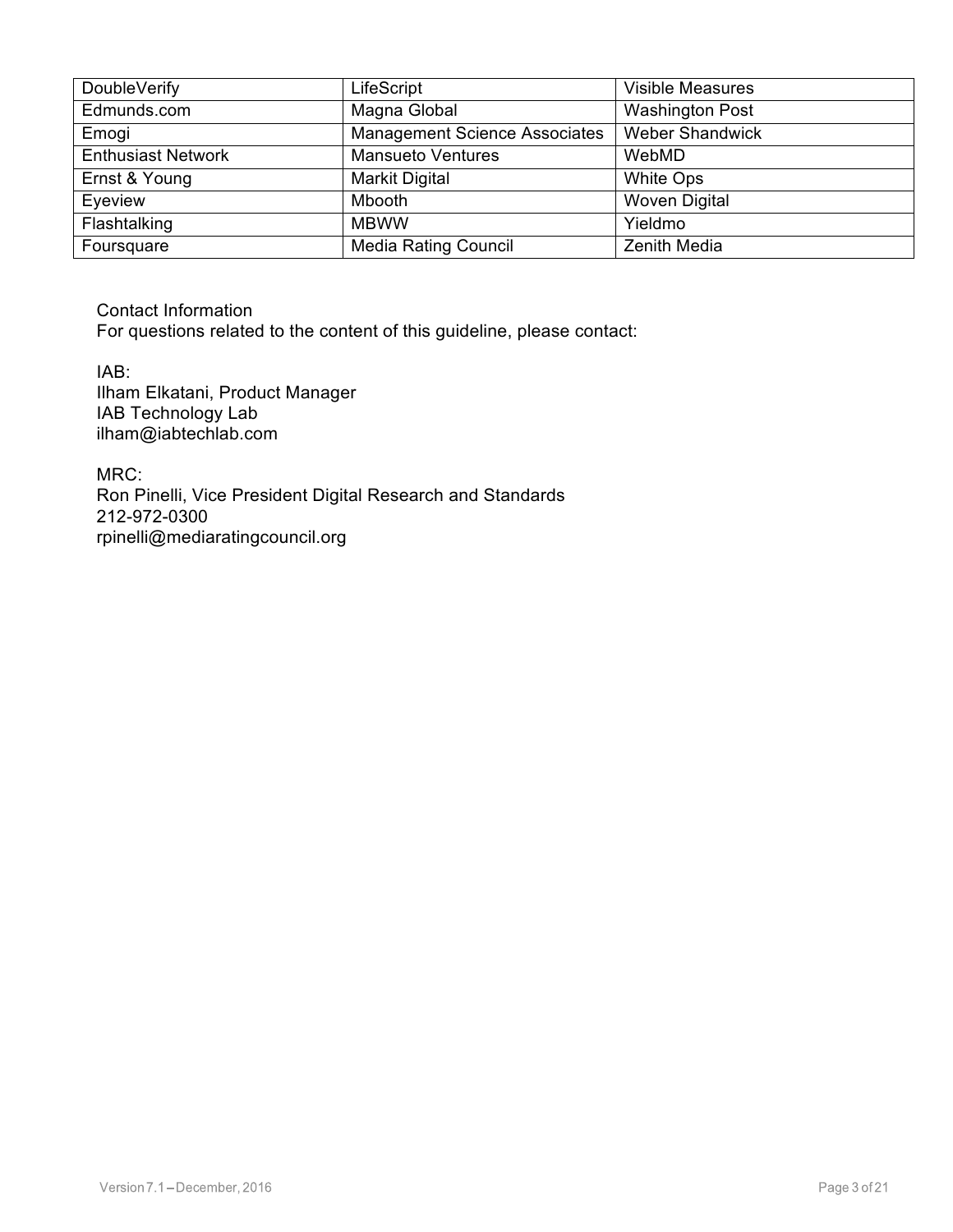| DoubleVerify | LifeScript | Visible Measures |
|---|---|---|
| Edmunds.com | Magna Global | Washington Post |
| Emogi | Management Science Associates | Weber Shandwick |
| Enthusiast Network | Mansueto Ventures | WebMD |
| Ernst & Young | Markit Digital | White Ops |
| Eyeview | Mbooth | Woven Digital |
| Flashtalking | MBWW | Yieldmo |
| Foursquare | Media Rating Council | Zenith Media |

Contact Information
For questions related to the content of this guideline, please contact:

IAB:
Ilham Elkatani, Product Manager
IAB Technology Lab
ilham@iabtechlab.com

MRC:
Ron Pinelli, Vice President Digital Research and Standards
212-972-0300
rpinelli@mediaratingcouncil.org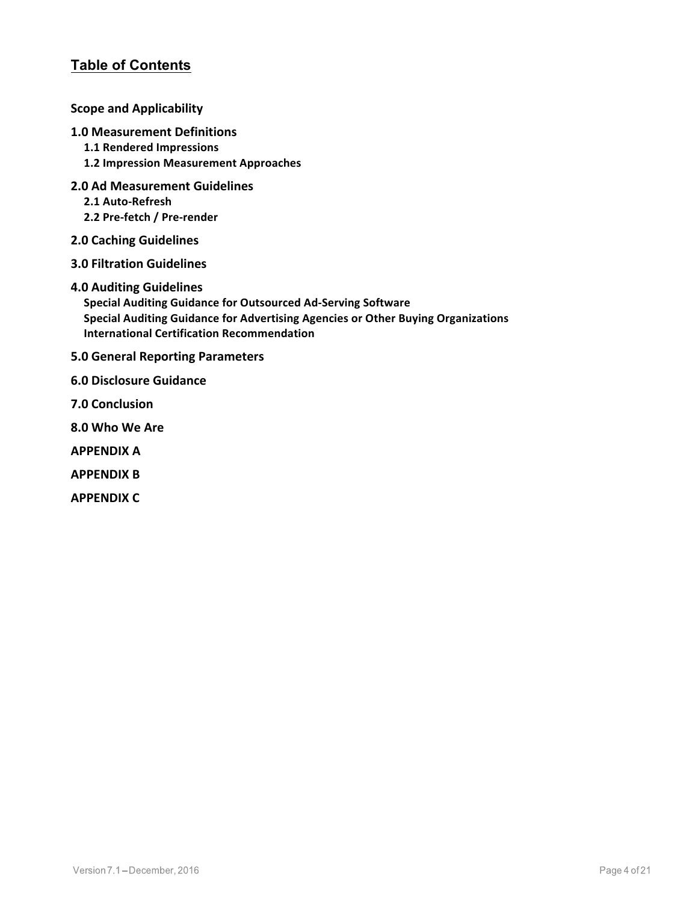## Table of Contents

**Scope and Applicability**

**1.0 Measurement Definitions**
- **1.1 Rendered Impressions**
- **1.2 Impression Measurement Approaches**

**2.0 Ad Measurement Guidelines**
- **2.1 Auto-Refresh**
- **2.2 Pre-fetch / Pre-render**

**2.0 Caching Guidelines**

**3.0 Filtration Guidelines**

**4.0 Auditing Guidelines**
- **Special Auditing Guidance for Outsourced Ad-Serving Software**
- **Special Auditing Guidance for Advertising Agencies or Other Buying Organizations**
- **International Certification Recommendation**

**5.0 General Reporting Parameters**

**6.0 Disclosure Guidance**

**7.0 Conclusion**

**8.0 Who We Are**

**APPENDIX A**

**APPENDIX B**

**APPENDIX C**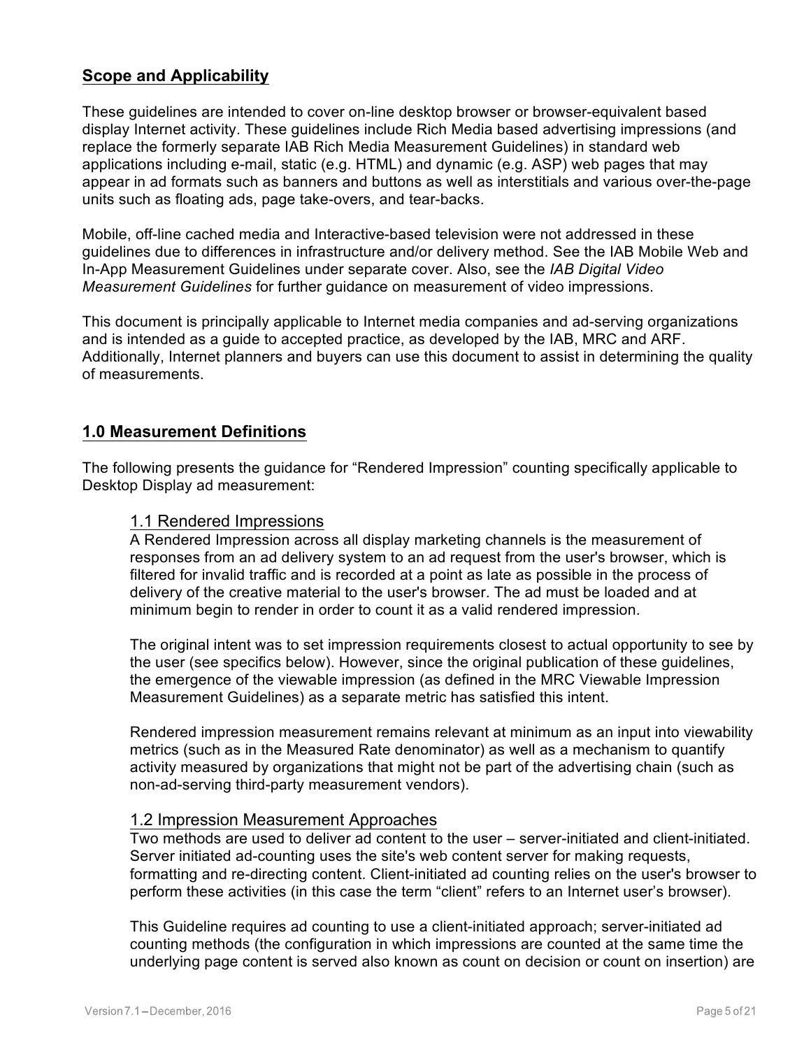## Scope and Applicability

These guidelines are intended to cover on-line desktop browser or browser-equivalent based display Internet activity. These guidelines include Rich Media based advertising impressions (and replace the formerly separate IAB Rich Media Measurement Guidelines) in standard web applications including e-mail, static (e.g. HTML) and dynamic (e.g. ASP) web pages that may appear in ad formats such as banners and buttons as well as interstitials and various over-the-page units such as floating ads, page take-overs, and tear-backs.

Mobile, off-line cached media and Interactive-based television were not addressed in these guidelines due to differences in infrastructure and/or delivery method. See the IAB Mobile Web and In-App Measurement Guidelines under separate cover. Also, see the *IAB Digital Video Measurement Guidelines* for further guidance on measurement of video impressions.

This document is principally applicable to Internet media companies and ad-serving organizations and is intended as a guide to accepted practice, as developed by the IAB, MRC and ARF. Additionally, Internet planners and buyers can use this document to assist in determining the quality of measurements.

## 1.0 Measurement Definitions

The following presents the guidance for "Rendered Impression" counting specifically applicable to Desktop Display ad measurement:

### 1.1 Rendered Impressions

A Rendered Impression across all display marketing channels is the measurement of responses from an ad delivery system to an ad request from the user's browser, which is filtered for invalid traffic and is recorded at a point as late as possible in the process of delivery of the creative material to the user's browser. The ad must be loaded and at minimum begin to render in order to count it as a valid rendered impression.

The original intent was to set impression requirements closest to actual opportunity to see by the user (see specifics below). However, since the original publication of these guidelines, the emergence of the viewable impression (as defined in the MRC Viewable Impression Measurement Guidelines) as a separate metric has satisfied this intent.

Rendered impression measurement remains relevant at minimum as an input into viewability metrics (such as in the Measured Rate denominator) as well as a mechanism to quantify activity measured by organizations that might not be part of the advertising chain (such as non-ad-serving third-party measurement vendors).

### 1.2 Impression Measurement Approaches

Two methods are used to deliver ad content to the user – server-initiated and client-initiated. Server initiated ad-counting uses the site's web content server for making requests, formatting and re-directing content. Client-initiated ad counting relies on the user's browser to perform these activities (in this case the term "client" refers to an Internet user's browser).

This Guideline requires ad counting to use a client-initiated approach; server-initiated ad counting methods (the configuration in which impressions are counted at the same time the underlying page content is served also known as count on decision or count on insertion) are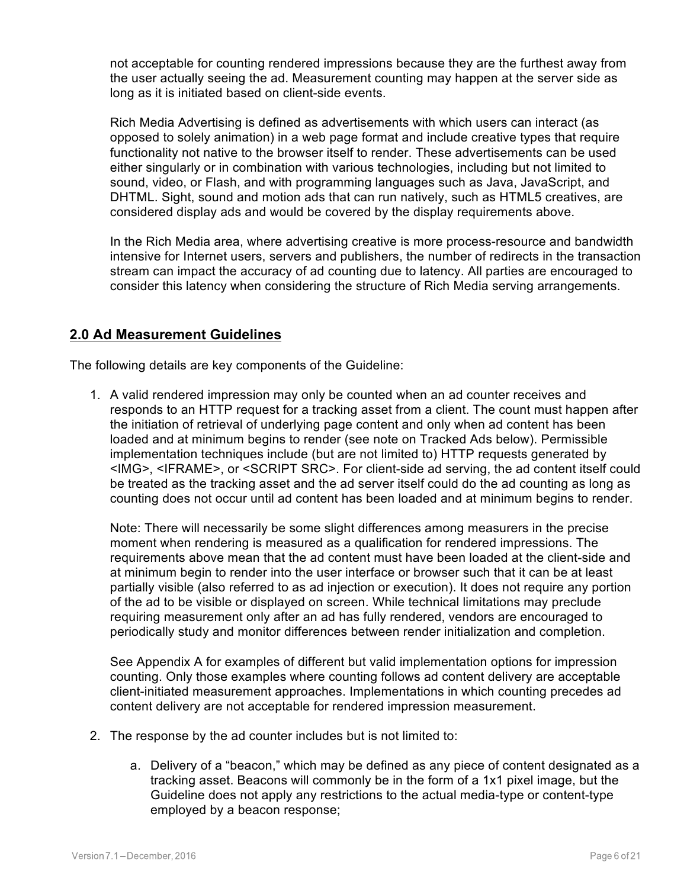not acceptable for counting rendered impressions because they are the furthest away from the user actually seeing the ad. Measurement counting may happen at the server side as long as it is initiated based on client-side events.

Rich Media Advertising is defined as advertisements with which users can interact (as opposed to solely animation) in a web page format and include creative types that require functionality not native to the browser itself to render. These advertisements can be used either singularly or in combination with various technologies, including but not limited to sound, video, or Flash, and with programming languages such as Java, JavaScript, and DHTML. Sight, sound and motion ads that can run natively, such as HTML5 creatives, are considered display ads and would be covered by the display requirements above.

In the Rich Media area, where advertising creative is more process-resource and bandwidth intensive for Internet users, servers and publishers, the number of redirects in the transaction stream can impact the accuracy of ad counting due to latency. All parties are encouraged to consider this latency when considering the structure of Rich Media serving arrangements.

## 2.0 Ad Measurement Guidelines

The following details are key components of the Guideline:

1. A valid rendered impression may only be counted when an ad counter receives and responds to an HTTP request for a tracking asset from a client. The count must happen after the initiation of retrieval of underlying page content and only when ad content has been loaded and at minimum begins to render (see note on Tracked Ads below). Permissible implementation techniques include (but are not limited to) HTTP requests generated by <IMG>, <IFRAME>, or <SCRIPT SRC>. For client-side ad serving, the ad content itself could be treated as the tracking asset and the ad server itself could do the ad counting as long as counting does not occur until ad content has been loaded and at minimum begins to render.

   Note: There will necessarily be some slight differences among measurers in the precise moment when rendering is measured as a qualification for rendered impressions. The requirements above mean that the ad content must have been loaded at the client-side and at minimum begin to render into the user interface or browser such that it can be at least partially visible (also referred to as ad injection or execution). It does not require any portion of the ad to be visible or displayed on screen. While technical limitations may preclude requiring measurement only after an ad has fully rendered, vendors are encouraged to periodically study and monitor differences between render initialization and completion.

   See Appendix A for examples of different but valid implementation options for impression counting. Only those examples where counting follows ad content delivery are acceptable client-initiated measurement approaches. Implementations in which counting precedes ad content delivery are not acceptable for rendered impression measurement.

2. The response by the ad counter includes but is not limited to:

   a. Delivery of a "beacon," which may be defined as any piece of content designated as a tracking asset. Beacons will commonly be in the form of a 1x1 pixel image, but the Guideline does not apply any restrictions to the actual media-type or content-type employed by a beacon response;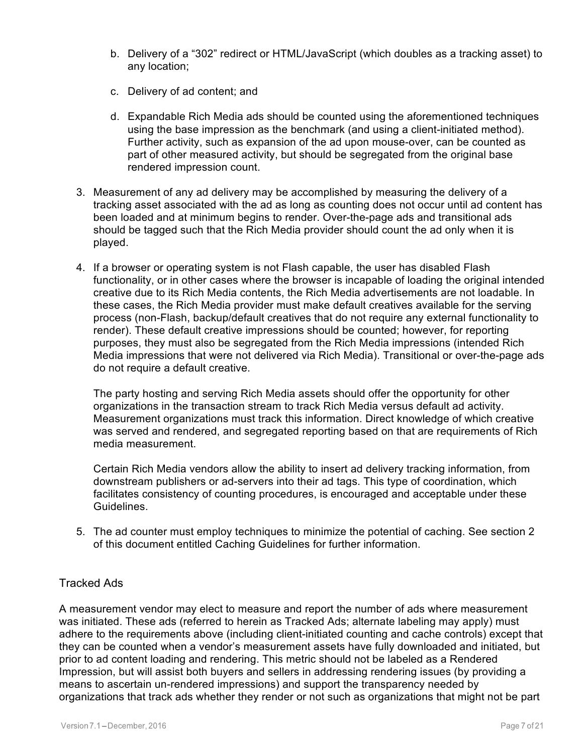b. Delivery of a "302" redirect or HTML/JavaScript (which doubles as a tracking asset) to any location;

c. Delivery of ad content; and

d. Expandable Rich Media ads should be counted using the aforementioned techniques using the base impression as the benchmark (and using a client-initiated method). Further activity, such as expansion of the ad upon mouse-over, can be counted as part of other measured activity, but should be segregated from the original base rendered impression count.

3. Measurement of any ad delivery may be accomplished by measuring the delivery of a tracking asset associated with the ad as long as counting does not occur until ad content has been loaded and at minimum begins to render. Over-the-page ads and transitional ads should be tagged such that the Rich Media provider should count the ad only when it is played.

4. If a browser or operating system is not Flash capable, the user has disabled Flash functionality, or in other cases where the browser is incapable of loading the original intended creative due to its Rich Media contents, the Rich Media advertisements are not loadable. In these cases, the Rich Media provider must make default creatives available for the serving process (non-Flash, backup/default creatives that do not require any external functionality to render). These default creative impressions should be counted; however, for reporting purposes, they must also be segregated from the Rich Media impressions (intended Rich Media impressions that were not delivered via Rich Media). Transitional or over-the-page ads do not require a default creative.

   The party hosting and serving Rich Media assets should offer the opportunity for other organizations in the transaction stream to track Rich Media versus default ad activity. Measurement organizations must track this information. Direct knowledge of which creative was served and rendered, and segregated reporting based on that are requirements of Rich media measurement.

   Certain Rich Media vendors allow the ability to insert ad delivery tracking information, from downstream publishers or ad-servers into their ad tags. This type of coordination, which facilitates consistency of counting procedures, is encouraged and acceptable under these Guidelines.

5. The ad counter must employ techniques to minimize the potential of caching. See section 2 of this document entitled Caching Guidelines for further information.

## Tracked Ads

A measurement vendor may elect to measure and report the number of ads where measurement was initiated. These ads (referred to herein as Tracked Ads; alternate labeling may apply) must adhere to the requirements above (including client-initiated counting and cache controls) except that they can be counted when a vendor's measurement assets have fully downloaded and initiated, but prior to ad content loading and rendering. This metric should not be labeled as a Rendered Impression, but will assist both buyers and sellers in addressing rendering issues (by providing a means to ascertain un-rendered impressions) and support the transparency needed by organizations that track ads whether they render or not such as organizations that might not be part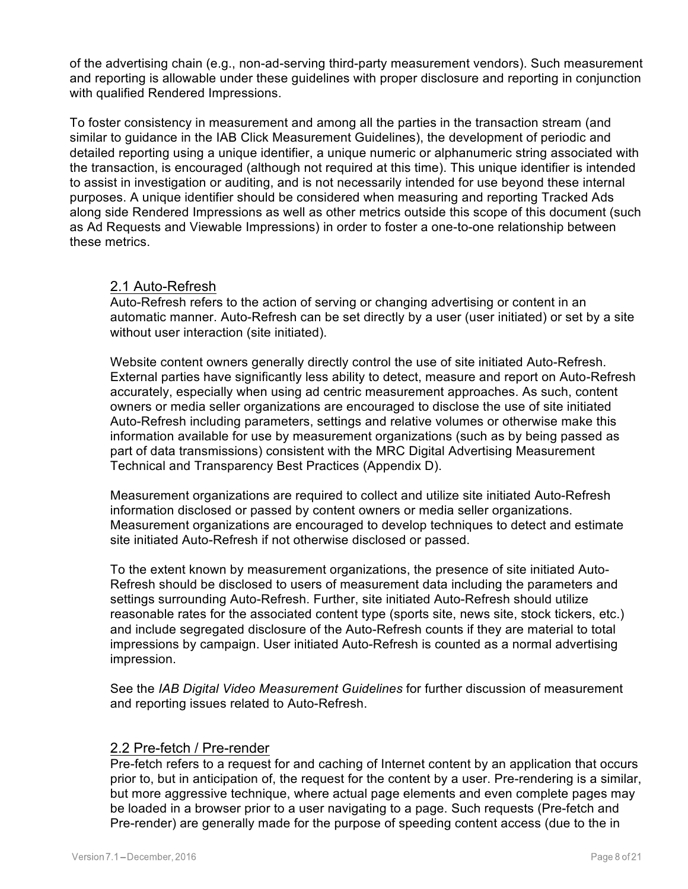of the advertising chain (e.g., non-ad-serving third-party measurement vendors). Such measurement and reporting is allowable under these guidelines with proper disclosure and reporting in conjunction with qualified Rendered Impressions.

To foster consistency in measurement and among all the parties in the transaction stream (and similar to guidance in the IAB Click Measurement Guidelines), the development of periodic and detailed reporting using a unique identifier, a unique numeric or alphanumeric string associated with the transaction, is encouraged (although not required at this time). This unique identifier is intended to assist in investigation or auditing, and is not necessarily intended for use beyond these internal purposes. A unique identifier should be considered when measuring and reporting Tracked Ads along side Rendered Impressions as well as other metrics outside this scope of this document (such as Ad Requests and Viewable Impressions) in order to foster a one-to-one relationship between these metrics.

## 2.1 Auto-Refresh

Auto-Refresh refers to the action of serving or changing advertising or content in an automatic manner. Auto-Refresh can be set directly by a user (user initiated) or set by a site without user interaction (site initiated).

Website content owners generally directly control the use of site initiated Auto-Refresh. External parties have significantly less ability to detect, measure and report on Auto-Refresh accurately, especially when using ad centric measurement approaches. As such, content owners or media seller organizations are encouraged to disclose the use of site initiated Auto-Refresh including parameters, settings and relative volumes or otherwise make this information available for use by measurement organizations (such as by being passed as part of data transmissions) consistent with the MRC Digital Advertising Measurement Technical and Transparency Best Practices (Appendix D).

Measurement organizations are required to collect and utilize site initiated Auto-Refresh information disclosed or passed by content owners or media seller organizations. Measurement organizations are encouraged to develop techniques to detect and estimate site initiated Auto-Refresh if not otherwise disclosed or passed.

To the extent known by measurement organizations, the presence of site initiated Auto-Refresh should be disclosed to users of measurement data including the parameters and settings surrounding Auto-Refresh. Further, site initiated Auto-Refresh should utilize reasonable rates for the associated content type (sports site, news site, stock tickers, etc.) and include segregated disclosure of the Auto-Refresh counts if they are material to total impressions by campaign. User initiated Auto-Refresh is counted as a normal advertising impression.

See the *IAB Digital Video Measurement Guidelines* for further discussion of measurement and reporting issues related to Auto-Refresh.

## 2.2 Pre-fetch / Pre-render

Pre-fetch refers to a request for and caching of Internet content by an application that occurs prior to, but in anticipation of, the request for the content by a user. Pre-rendering is a similar, but more aggressive technique, where actual page elements and even complete pages may be loaded in a browser prior to a user navigating to a page. Such requests (Pre-fetch and Pre-render) are generally made for the purpose of speeding content access (due to the in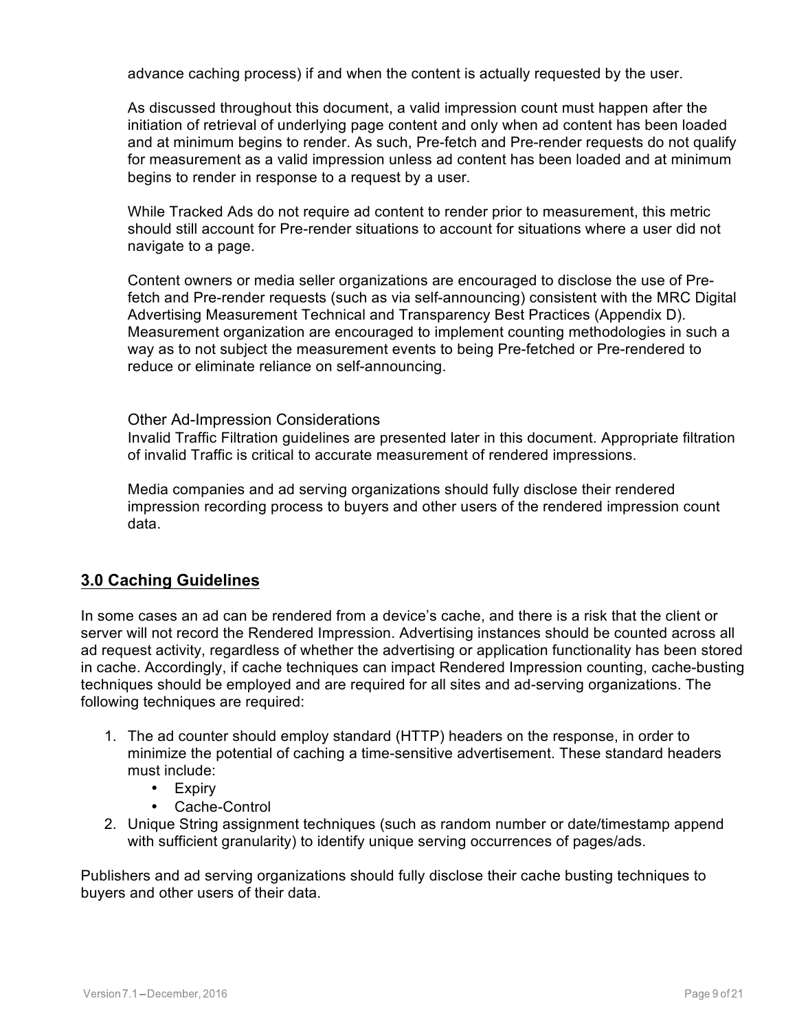advance caching process) if and when the content is actually requested by the user.

As discussed throughout this document, a valid impression count must happen after the initiation of retrieval of underlying page content and only when ad content has been loaded and at minimum begins to render. As such, Pre-fetch and Pre-render requests do not qualify for measurement as a valid impression unless ad content has been loaded and at minimum begins to render in response to a request by a user.

While Tracked Ads do not require ad content to render prior to measurement, this metric should still account for Pre-render situations to account for situations where a user did not navigate to a page.

Content owners or media seller organizations are encouraged to disclose the use of Pre-fetch and Pre-render requests (such as via self-announcing) consistent with the MRC Digital Advertising Measurement Technical and Transparency Best Practices (Appendix D). Measurement organization are encouraged to implement counting methodologies in such a way as to not subject the measurement events to being Pre-fetched or Pre-rendered to reduce or eliminate reliance on self-announcing.

Other Ad-Impression Considerations

Invalid Traffic Filtration guidelines are presented later in this document. Appropriate filtration of invalid Traffic is critical to accurate measurement of rendered impressions.

Media companies and ad serving organizations should fully disclose their rendered impression recording process to buyers and other users of the rendered impression count data.

## 3.0 Caching Guidelines

In some cases an ad can be rendered from a device's cache, and there is a risk that the client or server will not record the Rendered Impression. Advertising instances should be counted across all ad request activity, regardless of whether the advertising or application functionality has been stored in cache. Accordingly, if cache techniques can impact Rendered Impression counting, cache-busting techniques should be employed and are required for all sites and ad-serving organizations. The following techniques are required:

1. The ad counter should employ standard (HTTP) headers on the response, in order to minimize the potential of caching a time-sensitive advertisement. These standard headers must include:
   - Expiry
   - Cache-Control
2. Unique String assignment techniques (such as random number or date/timestamp append with sufficient granularity) to identify unique serving occurrences of pages/ads.

Publishers and ad serving organizations should fully disclose their cache busting techniques to buyers and other users of their data.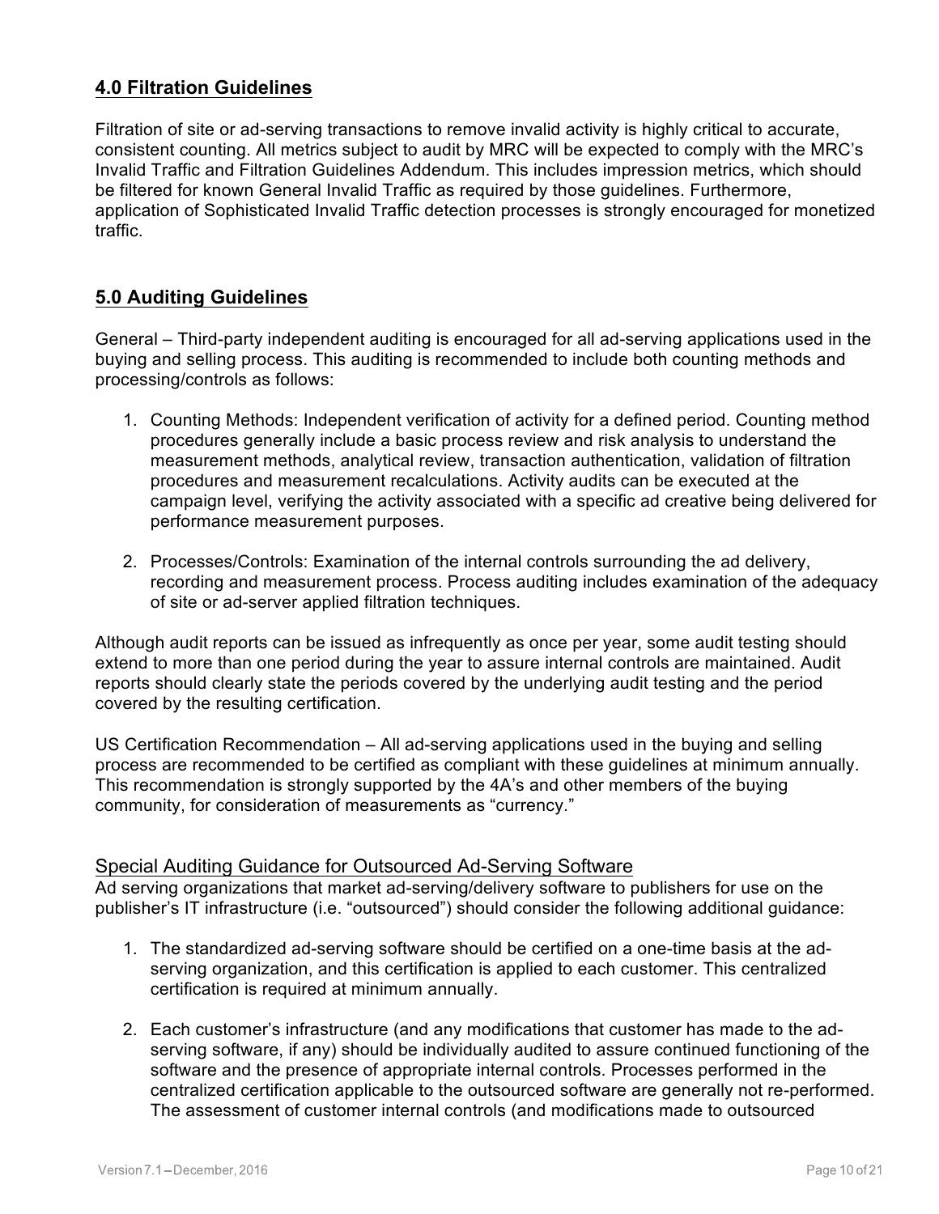## 4.0 Filtration Guidelines

Filtration of site or ad-serving transactions to remove invalid activity is highly critical to accurate, consistent counting. All metrics subject to audit by MRC will be expected to comply with the MRC's Invalid Traffic and Filtration Guidelines Addendum. This includes impression metrics, which should be filtered for known General Invalid Traffic as required by those guidelines. Furthermore, application of Sophisticated Invalid Traffic detection processes is strongly encouraged for monetized traffic.

## 5.0 Auditing Guidelines

General – Third-party independent auditing is encouraged for all ad-serving applications used in the buying and selling process. This auditing is recommended to include both counting methods and processing/controls as follows:

1. Counting Methods: Independent verification of activity for a defined period. Counting method procedures generally include a basic process review and risk analysis to understand the measurement methods, analytical review, transaction authentication, validation of filtration procedures and measurement recalculations. Activity audits can be executed at the campaign level, verifying the activity associated with a specific ad creative being delivered for performance measurement purposes.

2. Processes/Controls: Examination of the internal controls surrounding the ad delivery, recording and measurement process. Process auditing includes examination of the adequacy of site or ad-server applied filtration techniques.

Although audit reports can be issued as infrequently as once per year, some audit testing should extend to more than one period during the year to assure internal controls are maintained. Audit reports should clearly state the periods covered by the underlying audit testing and the period covered by the resulting certification.

US Certification Recommendation – All ad-serving applications used in the buying and selling process are recommended to be certified as compliant with these guidelines at minimum annually. This recommendation is strongly supported by the 4A's and other members of the buying community, for consideration of measurements as "currency."

### Special Auditing Guidance for Outsourced Ad-Serving Software

Ad serving organizations that market ad-serving/delivery software to publishers for use on the publisher's IT infrastructure (i.e. "outsourced") should consider the following additional guidance:

1. The standardized ad-serving software should be certified on a one-time basis at the ad-serving organization, and this certification is applied to each customer. This centralized certification is required at minimum annually.

2. Each customer's infrastructure (and any modifications that customer has made to the ad-serving software, if any) should be individually audited to assure continued functioning of the software and the presence of appropriate internal controls. Processes performed in the centralized certification applicable to the outsourced software are generally not re-performed. The assessment of customer internal controls (and modifications made to outsourced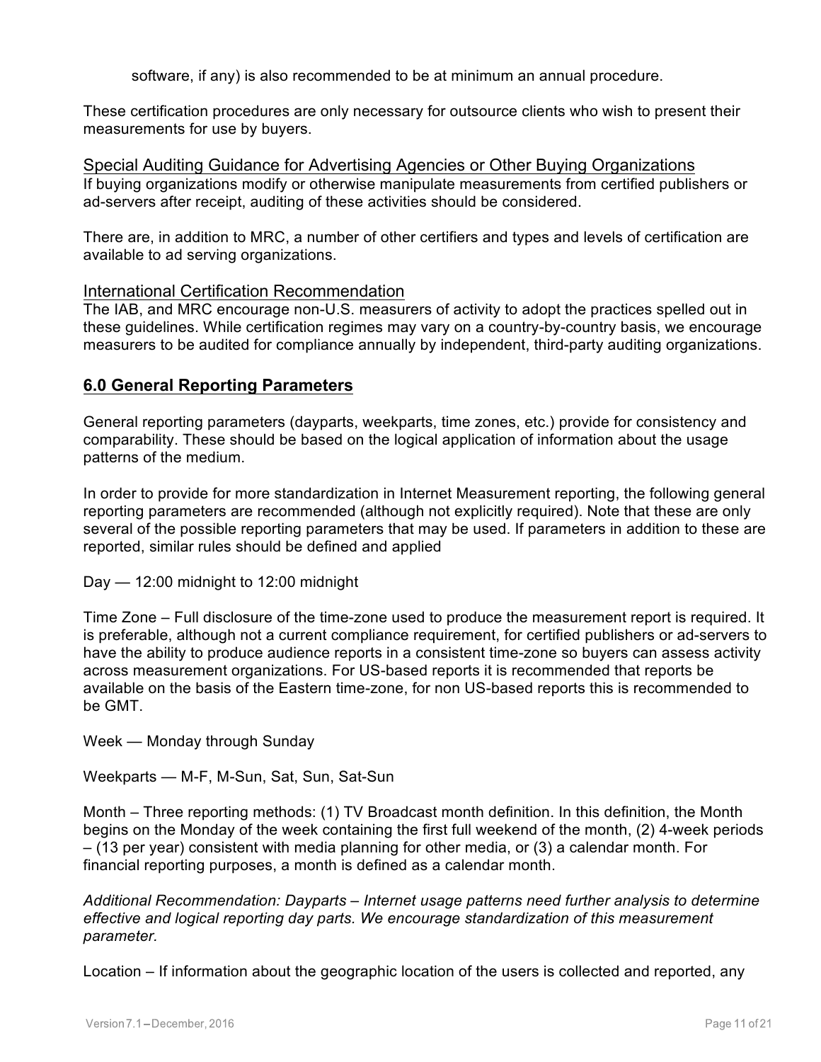software, if any) is also recommended to be at minimum an annual procedure.

These certification procedures are only necessary for outsource clients who wish to present their measurements for use by buyers.

Special Auditing Guidance for Advertising Agencies or Other Buying Organizations

If buying organizations modify or otherwise manipulate measurements from certified publishers or ad-servers after receipt, auditing of these activities should be considered.

There are, in addition to MRC, a number of other certifiers and types and levels of certification are available to ad serving organizations.

International Certification Recommendation

The IAB, and MRC encourage non-U.S. measurers of activity to adopt the practices spelled out in these guidelines. While certification regimes may vary on a country-by-country basis, we encourage measurers to be audited for compliance annually by independent, third-party auditing organizations.

## 6.0 General Reporting Parameters

General reporting parameters (dayparts, weekparts, time zones, etc.) provide for consistency and comparability. These should be based on the logical application of information about the usage patterns of the medium.

In order to provide for more standardization in Internet Measurement reporting, the following general reporting parameters are recommended (although not explicitly required). Note that these are only several of the possible reporting parameters that may be used. If parameters in addition to these are reported, similar rules should be defined and applied

Day — 12:00 midnight to 12:00 midnight

Time Zone – Full disclosure of the time-zone used to produce the measurement report is required. It is preferable, although not a current compliance requirement, for certified publishers or ad-servers to have the ability to produce audience reports in a consistent time-zone so buyers can assess activity across measurement organizations. For US-based reports it is recommended that reports be available on the basis of the Eastern time-zone, for non US-based reports this is recommended to be GMT.

Week — Monday through Sunday

Weekparts — M-F, M-Sun, Sat, Sun, Sat-Sun

Month – Three reporting methods: (1) TV Broadcast month definition. In this definition, the Month begins on the Monday of the week containing the first full weekend of the month, (2) 4-week periods – (13 per year) consistent with media planning for other media, or (3) a calendar month. For financial reporting purposes, a month is defined as a calendar month.

*Additional Recommendation: Dayparts – Internet usage patterns need further analysis to determine effective and logical reporting day parts. We encourage standardization of this measurement parameter.*

Location – If information about the geographic location of the users is collected and reported, any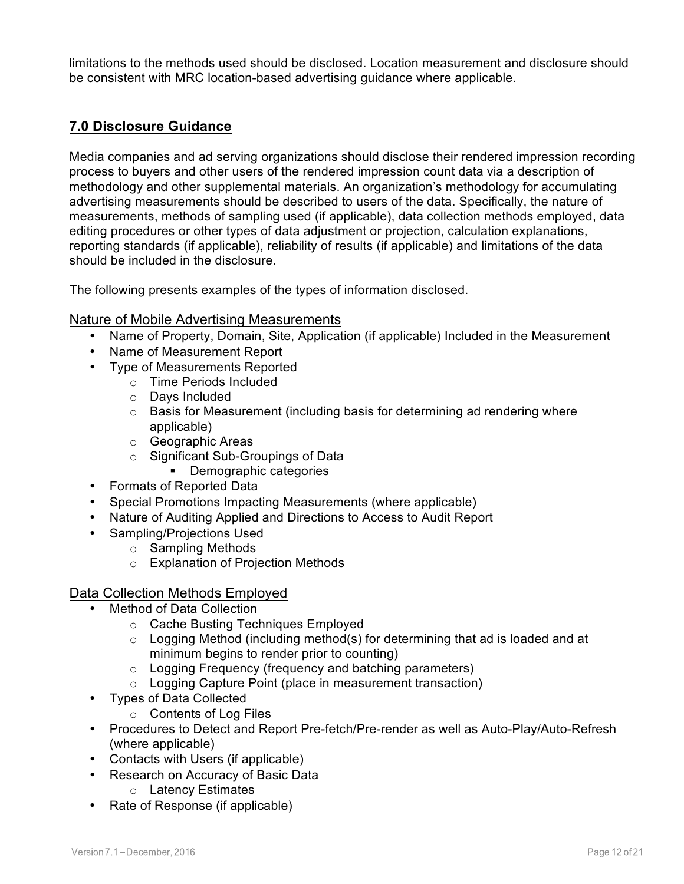limitations to the methods used should be disclosed. Location measurement and disclosure should be consistent with MRC location-based advertising guidance where applicable.

## 7.0 Disclosure Guidance

Media companies and ad serving organizations should disclose their rendered impression recording process to buyers and other users of the rendered impression count data via a description of methodology and other supplemental materials. An organization's methodology for accumulating advertising measurements should be described to users of the data. Specifically, the nature of measurements, methods of sampling used (if applicable), data collection methods employed, data editing procedures or other types of data adjustment or projection, calculation explanations, reporting standards (if applicable), reliability of results (if applicable) and limitations of the data should be included in the disclosure.

The following presents examples of the types of information disclosed.

### Nature of Mobile Advertising Measurements

- Name of Property, Domain, Site, Application (if applicable) Included in the Measurement
- Name of Measurement Report
- Type of Measurements Reported
  - Time Periods Included
  - Days Included
  - Basis for Measurement (including basis for determining ad rendering where applicable)
  - Geographic Areas
  - Significant Sub-Groupings of Data
    - Demographic categories
- Formats of Reported Data
- Special Promotions Impacting Measurements (where applicable)
- Nature of Auditing Applied and Directions to Access to Audit Report
- Sampling/Projections Used
  - Sampling Methods
  - Explanation of Projection Methods

### Data Collection Methods Employed

- Method of Data Collection
  - Cache Busting Techniques Employed
  - Logging Method (including method(s) for determining that ad is loaded and at minimum begins to render prior to counting)
  - Logging Frequency (frequency and batching parameters)
  - Logging Capture Point (place in measurement transaction)
- Types of Data Collected
  - Contents of Log Files
- Procedures to Detect and Report Pre-fetch/Pre-render as well as Auto-Play/Auto-Refresh (where applicable)
- Contacts with Users (if applicable)
- Research on Accuracy of Basic Data
  - Latency Estimates
- Rate of Response (if applicable)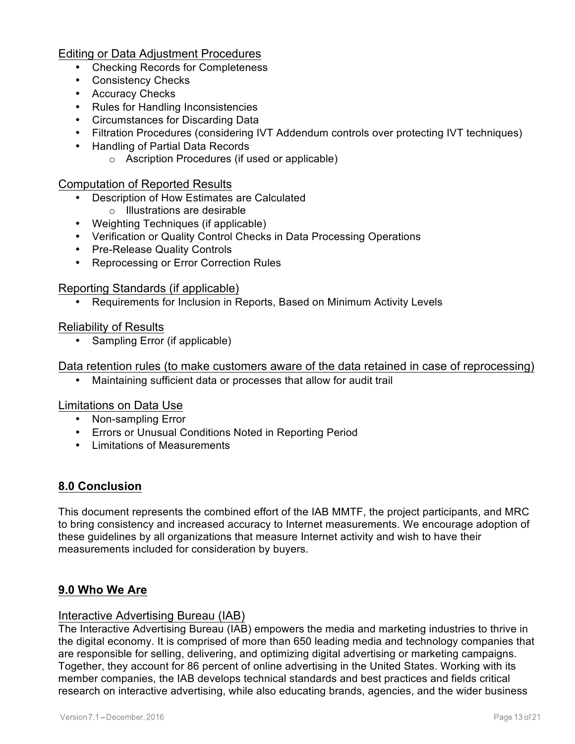Editing or Data Adjustment Procedures

- Checking Records for Completeness
- Consistency Checks
- Accuracy Checks
- Rules for Handling Inconsistencies
- Circumstances for Discarding Data
- Filtration Procedures (considering IVT Addendum controls over protecting IVT techniques)
- Handling of Partial Data Records
    - Ascription Procedures (if used or applicable)

Computation of Reported Results

- Description of How Estimates are Calculated
    - Illustrations are desirable
- Weighting Techniques (if applicable)
- Verification or Quality Control Checks in Data Processing Operations
- Pre-Release Quality Controls
- Reprocessing or Error Correction Rules

Reporting Standards (if applicable)

- Requirements for Inclusion in Reports, Based on Minimum Activity Levels

Reliability of Results

- Sampling Error (if applicable)

Data retention rules (to make customers aware of the data retained in case of reprocessing)

- Maintaining sufficient data or processes that allow for audit trail

Limitations on Data Use

- Non-sampling Error
- Errors or Unusual Conditions Noted in Reporting Period
- Limitations of Measurements

## 8.0 Conclusion

This document represents the combined effort of the IAB MMTF, the project participants, and MRC to bring consistency and increased accuracy to Internet measurements. We encourage adoption of these guidelines by all organizations that measure Internet activity and wish to have their measurements included for consideration by buyers.

## 9.0 Who We Are

### Interactive Advertising Bureau (IAB)

The Interactive Advertising Bureau (IAB) empowers the media and marketing industries to thrive in the digital economy. It is comprised of more than 650 leading media and technology companies that are responsible for selling, delivering, and optimizing digital advertising or marketing campaigns. Together, they account for 86 percent of online advertising in the United States. Working with its member companies, the IAB develops technical standards and best practices and fields critical research on interactive advertising, while also educating brands, agencies, and the wider business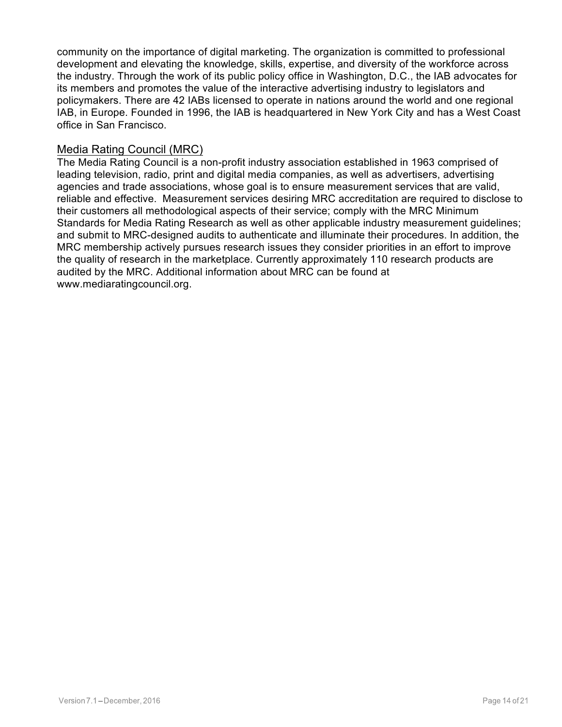community on the importance of digital marketing. The organization is committed to professional development and elevating the knowledge, skills, expertise, and diversity of the workforce across the industry. Through the work of its public policy office in Washington, D.C., the IAB advocates for its members and promotes the value of the interactive advertising industry to legislators and policymakers. There are 42 IABs licensed to operate in nations around the world and one regional IAB, in Europe. Founded in 1996, the IAB is headquartered in New York City and has a West Coast office in San Francisco.

## Media Rating Council (MRC)

The Media Rating Council is a non-profit industry association established in 1963 comprised of leading television, radio, print and digital media companies, as well as advertisers, advertising agencies and trade associations, whose goal is to ensure measurement services that are valid, reliable and effective. Measurement services desiring MRC accreditation are required to disclose to their customers all methodological aspects of their service; comply with the MRC Minimum Standards for Media Rating Research as well as other applicable industry measurement guidelines; and submit to MRC-designed audits to authenticate and illuminate their procedures. In addition, the MRC membership actively pursues research issues they consider priorities in an effort to improve the quality of research in the marketplace. Currently approximately 110 research products are audited by the MRC. Additional information about MRC can be found at www.mediaratingcouncil.org.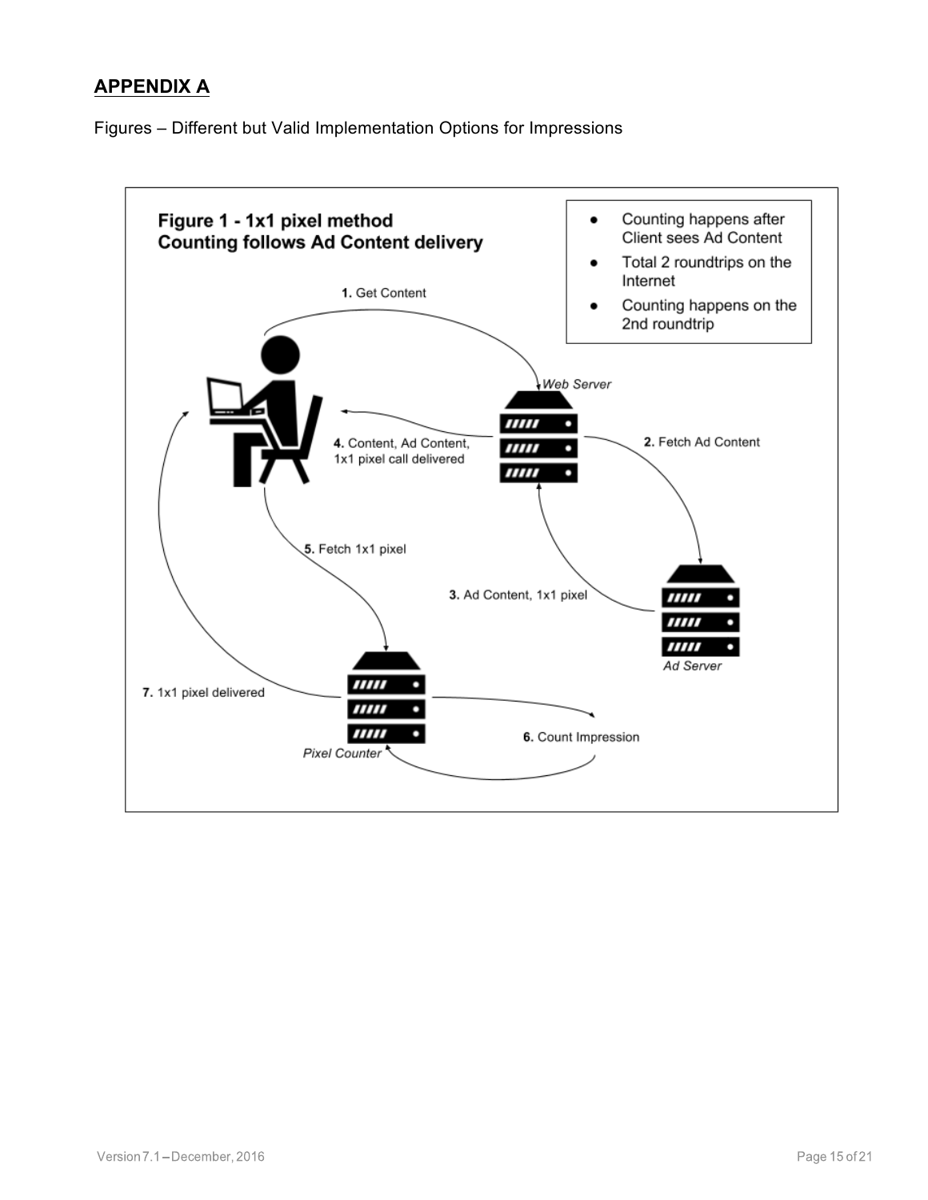## APPENDIX A

Figures – Different but Valid Implementation Options for Impressions

**Figure 1 - 1x1 pixel method**
**Counting follows Ad Content delivery**

- Counting happens after Client sees Ad Content
- Total 2 roundtrips on the Internet
- Counting happens on the 2nd roundtrip

**1.** Get Content

*Web Server*

**2.** Fetch Ad Content

**3.** Ad Content, 1x1 pixel

*Ad Server*

**4.** Content, Ad Content, 1x1 pixel call delivered

**5.** Fetch 1x1 pixel

**6.** Count Impression

*Pixel Counter*

**7.** 1x1 pixel delivered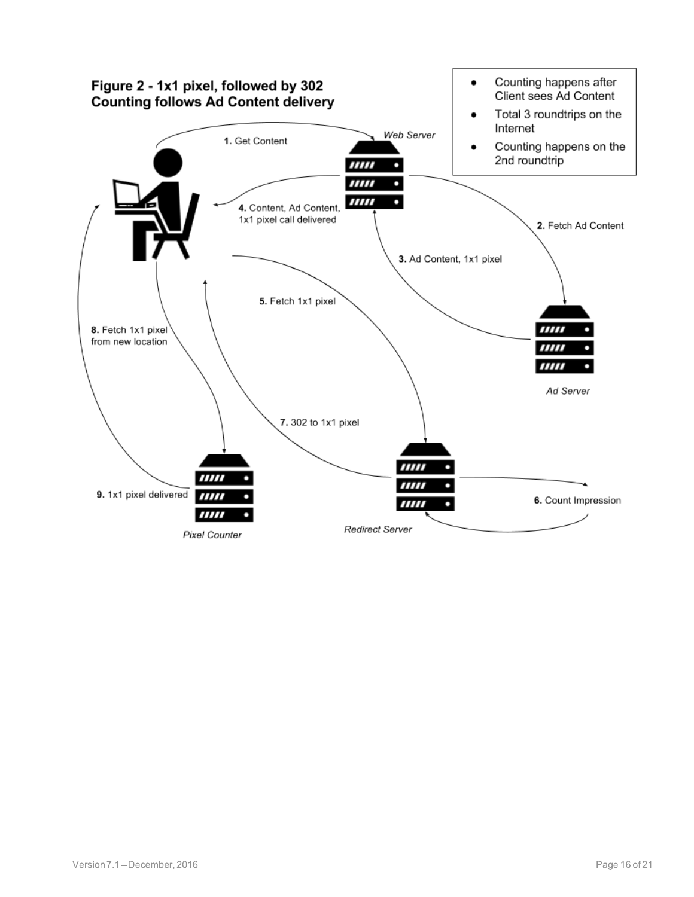**Figure 2 - 1x1 pixel, followed by 302**
**Counting follows Ad Content delivery**

- Counting happens after Client sees Ad Content
- Total 3 roundtrips on the Internet
- Counting happens on the 2nd roundtrip

*Web Server*

**1.** Get Content

**2.** Fetch Ad Content

**3.** Ad Content, 1x1 pixel

**4.** Content, Ad Content, 1x1 pixel call delivered

*Ad Server*

**5.** Fetch 1x1 pixel

**6.** Count Impression

**7.** 302 to 1x1 pixel

**8.** Fetch 1x1 pixel from new location

**9.** 1x1 pixel delivered

*Pixel Counter*

*Redirect Server*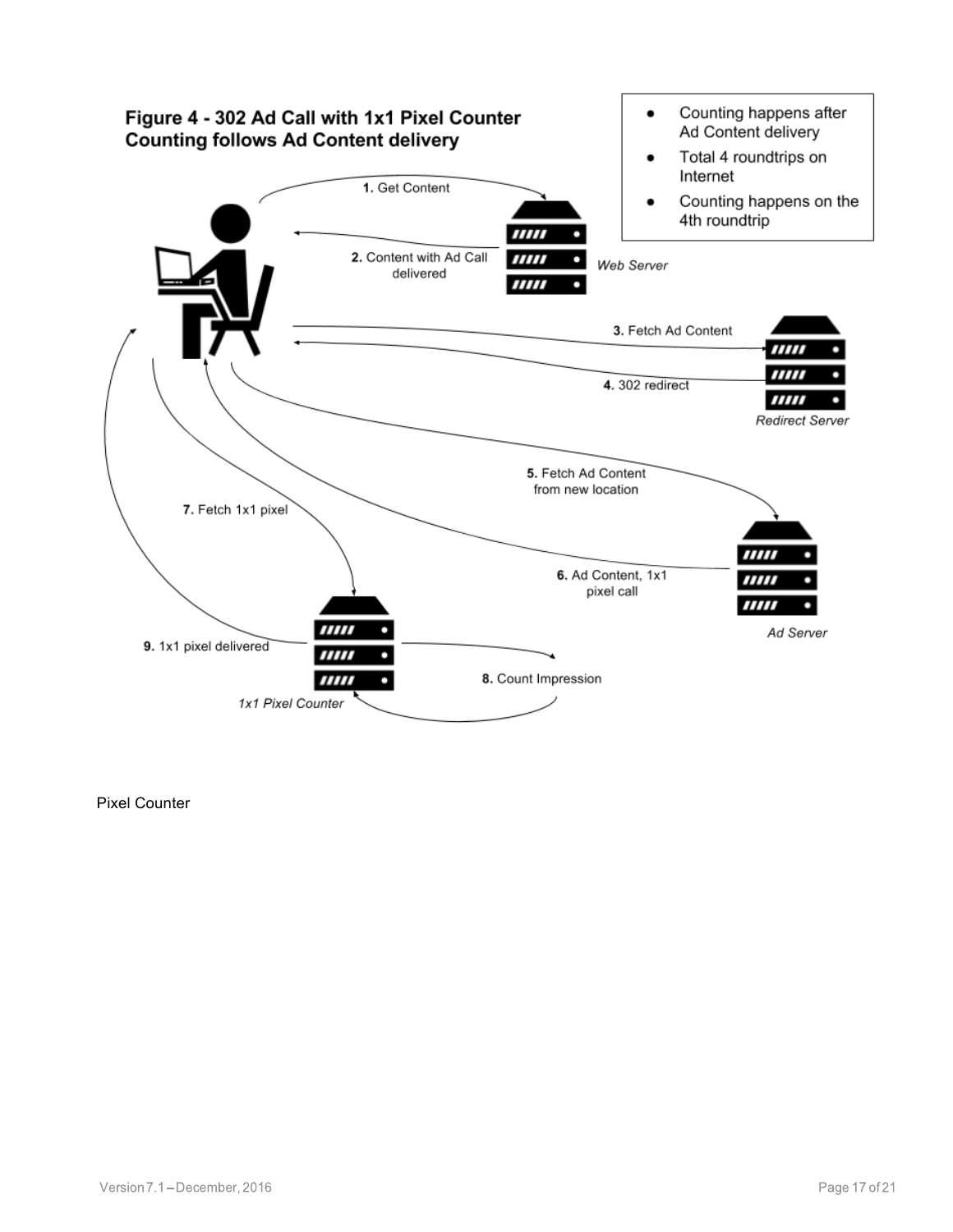**Figure 4 - 302 Ad Call with 1x1 Pixel Counter**
**Counting follows Ad Content delivery**

- Counting happens after Ad Content delivery
- Total 4 roundtrips on Internet
- Counting happens on the 4th roundtrip

**1.** Get Content

**2.** Content with Ad Call delivered

*Web Server*

**3.** Fetch Ad Content

**4.** 302 redirect

*Redirect Server*

**5.** Fetch Ad Content from new location

**6.** Ad Content, 1x1 pixel call

*Ad Server*

**7.** Fetch 1x1 pixel

**8.** Count Impression

**9.** 1x1 pixel delivered

*1x1 Pixel Counter*

Pixel Counter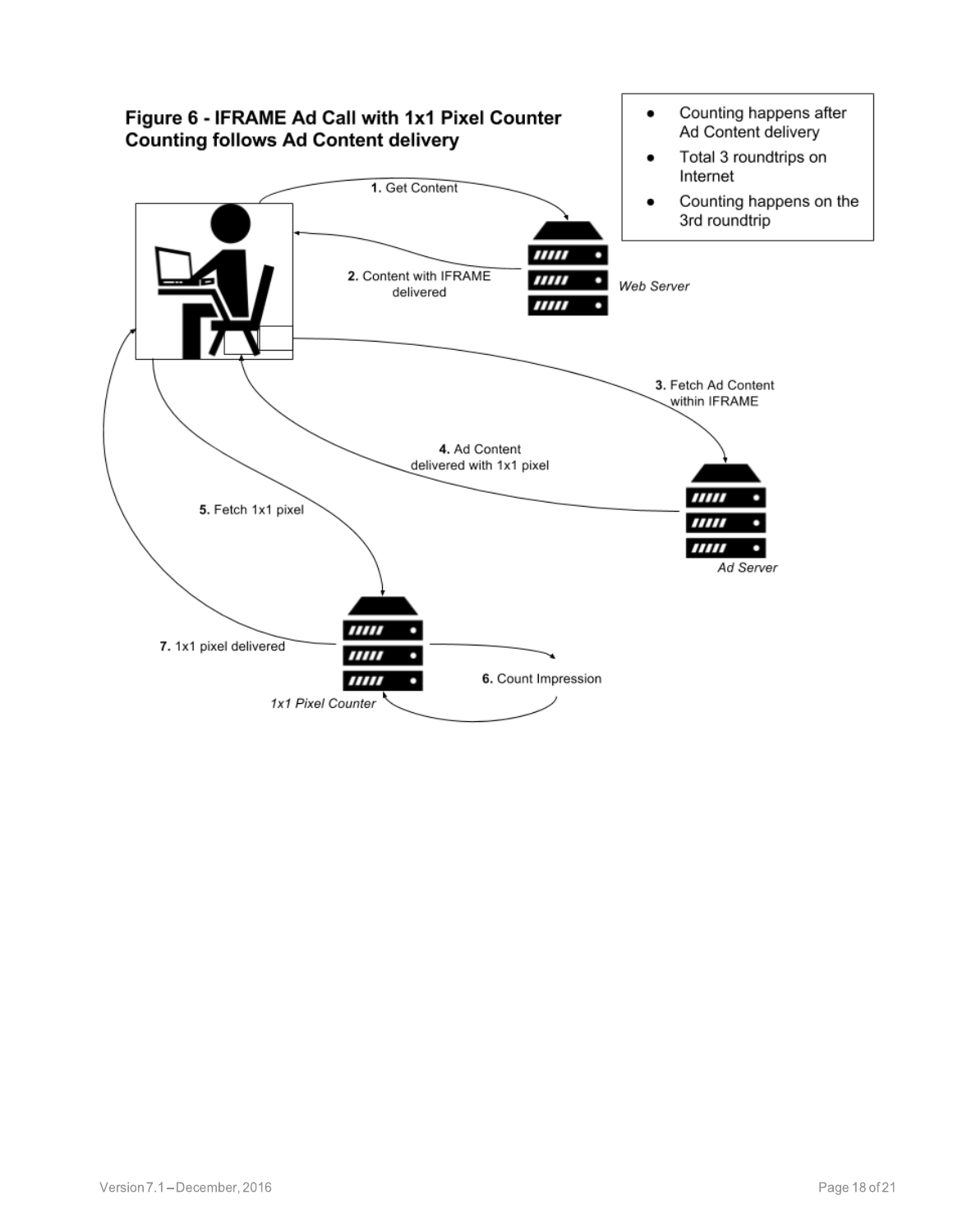## Figure 6 - IFRAME Ad Call with 1x1 Pixel Counter Counting follows Ad Content delivery

- Counting happens after Ad Content delivery
- Total 3 roundtrips on Internet
- Counting happens on the 3rd roundtrip

**1.** Get Content

**2.** Content with IFRAME delivered

*Web Server*

**3.** Fetch Ad Content within IFRAME

**4.** Ad Content delivered with 1x1 pixel

*Ad Server*

**5.** Fetch 1x1 pixel

**6.** Count Impression

**7.** 1x1 pixel delivered

*1x1 Pixel Counter*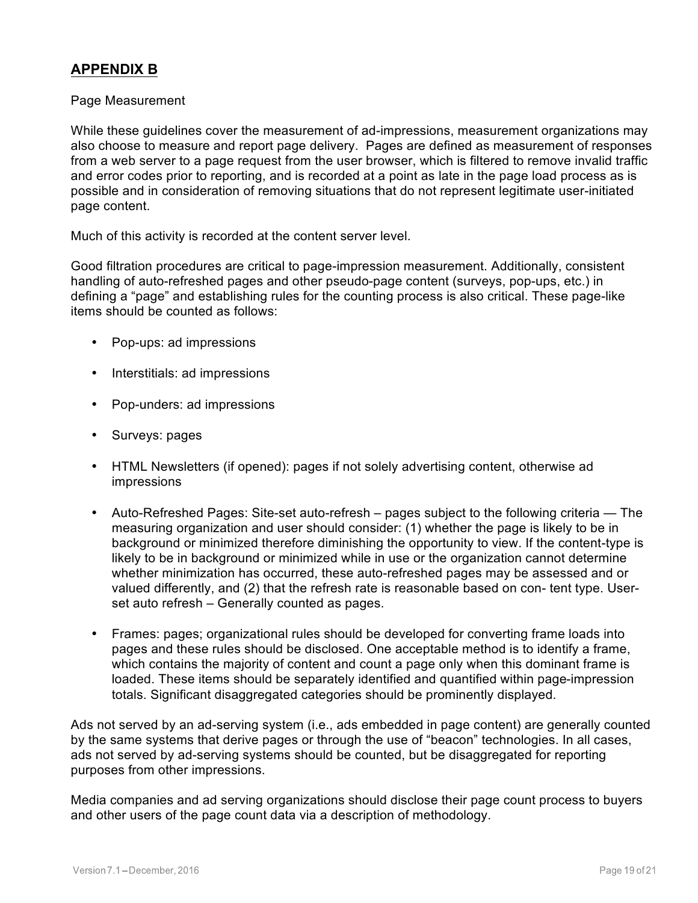## APPENDIX B

Page Measurement

While these guidelines cover the measurement of ad-impressions, measurement organizations may also choose to measure and report page delivery. Pages are defined as measurement of responses from a web server to a page request from the user browser, which is filtered to remove invalid traffic and error codes prior to reporting, and is recorded at a point as late in the page load process as is possible and in consideration of removing situations that do not represent legitimate user-initiated page content.

Much of this activity is recorded at the content server level.

Good filtration procedures are critical to page-impression measurement. Additionally, consistent handling of auto-refreshed pages and other pseudo-page content (surveys, pop-ups, etc.) in defining a "page" and establishing rules for the counting process is also critical. These page-like items should be counted as follows:

- Pop-ups: ad impressions
- Interstitials: ad impressions
- Pop-unders: ad impressions
- Surveys: pages
- HTML Newsletters (if opened): pages if not solely advertising content, otherwise ad impressions
- Auto-Refreshed Pages: Site-set auto-refresh – pages subject to the following criteria — The measuring organization and user should consider: (1) whether the page is likely to be in background or minimized therefore diminishing the opportunity to view. If the content-type is likely to be in background or minimized while in use or the organization cannot determine whether minimization has occurred, these auto-refreshed pages may be assessed and or valued differently, and (2) that the refresh rate is reasonable based on con- tent type. User-set auto refresh – Generally counted as pages.
- Frames: pages; organizational rules should be developed for converting frame loads into pages and these rules should be disclosed. One acceptable method is to identify a frame, which contains the majority of content and count a page only when this dominant frame is loaded. These items should be separately identified and quantified within page-impression totals. Significant disaggregated categories should be prominently displayed.

Ads not served by an ad-serving system (i.e., ads embedded in page content) are generally counted by the same systems that derive pages or through the use of "beacon" technologies. In all cases, ads not served by ad-serving systems should be counted, but be disaggregated for reporting purposes from other impressions.

Media companies and ad serving organizations should disclose their page count process to buyers and other users of the page count data via a description of methodology.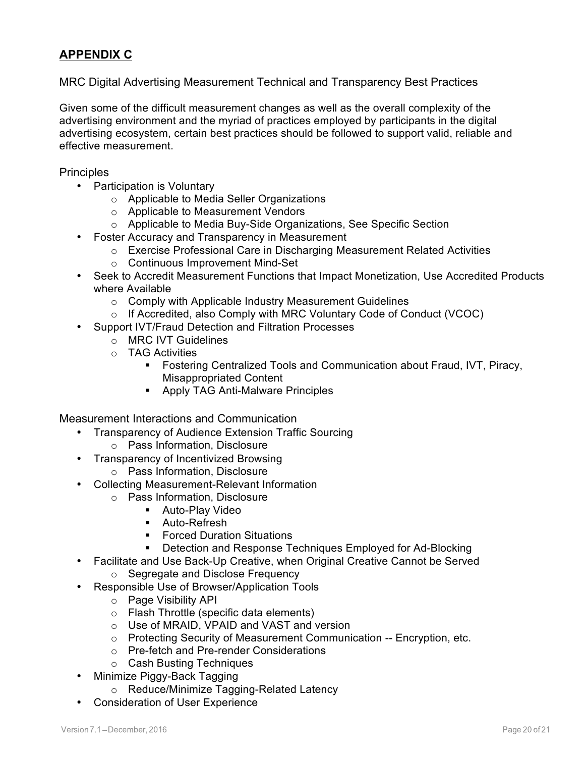## **APPENDIX C**

MRC Digital Advertising Measurement Technical and Transparency Best Practices

Given some of the difficult measurement changes as well as the overall complexity of the advertising environment and the myriad of practices employed by participants in the digital advertising ecosystem, certain best practices should be followed to support valid, reliable and effective measurement.

Principles

- Participation is Voluntary
    - Applicable to Media Seller Organizations
    - Applicable to Measurement Vendors
    - Applicable to Media Buy-Side Organizations, See Specific Section
- Foster Accuracy and Transparency in Measurement
    - Exercise Professional Care in Discharging Measurement Related Activities
    - Continuous Improvement Mind-Set
- Seek to Accredit Measurement Functions that Impact Monetization, Use Accredited Products where Available
    - Comply with Applicable Industry Measurement Guidelines
    - If Accredited, also Comply with MRC Voluntary Code of Conduct (VCOC)
- Support IVT/Fraud Detection and Filtration Processes
    - MRC IVT Guidelines
    - TAG Activities
        - Fostering Centralized Tools and Communication about Fraud, IVT, Piracy, Misappropriated Content
        - Apply TAG Anti-Malware Principles

Measurement Interactions and Communication

- Transparency of Audience Extension Traffic Sourcing
    - Pass Information, Disclosure
- Transparency of Incentivized Browsing
    - Pass Information, Disclosure
- Collecting Measurement-Relevant Information
    - Pass Information, Disclosure
        - Auto-Play Video
        - Auto-Refresh
        - Forced Duration Situations
        - Detection and Response Techniques Employed for Ad-Blocking
- Facilitate and Use Back-Up Creative, when Original Creative Cannot be Served
    - Segregate and Disclose Frequency
- Responsible Use of Browser/Application Tools
    - Page Visibility API
    - Flash Throttle (specific data elements)
    - Use of MRAID, VPAID and VAST and version
    - Protecting Security of Measurement Communication -- Encryption, etc.
    - Pre-fetch and Pre-render Considerations
    - Cash Busting Techniques
- Minimize Piggy-Back Tagging
    - Reduce/Minimize Tagging-Related Latency
- Consideration of User Experience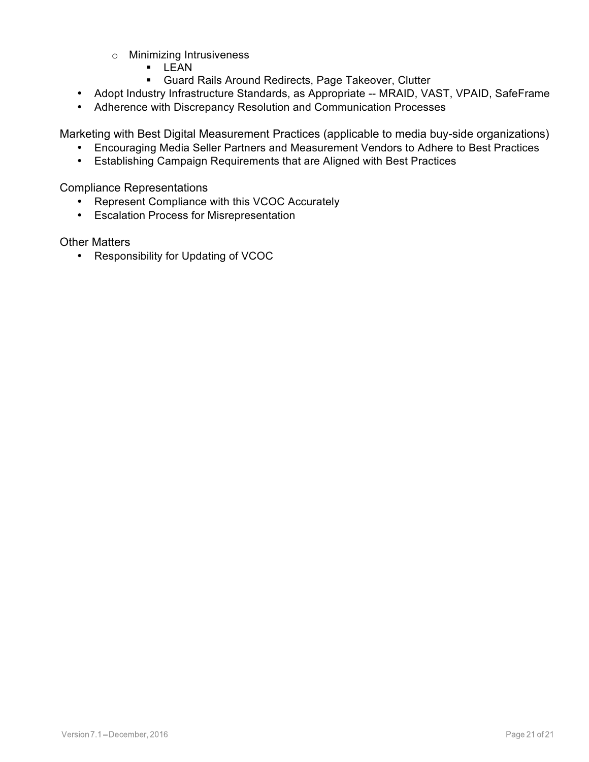- Minimizing Intrusiveness
    - LEAN
    - Guard Rails Around Redirects, Page Takeover, Clutter
- Adopt Industry Infrastructure Standards, as Appropriate -- MRAID, VAST, VPAID, SafeFrame
- Adherence with Discrepancy Resolution and Communication Processes

Marketing with Best Digital Measurement Practices (applicable to media buy-side organizations)

- Encouraging Media Seller Partners and Measurement Vendors to Adhere to Best Practices
- Establishing Campaign Requirements that are Aligned with Best Practices

Compliance Representations

- Represent Compliance with this VCOC Accurately
- Escalation Process for Misrepresentation

Other Matters

- Responsibility for Updating of VCOC